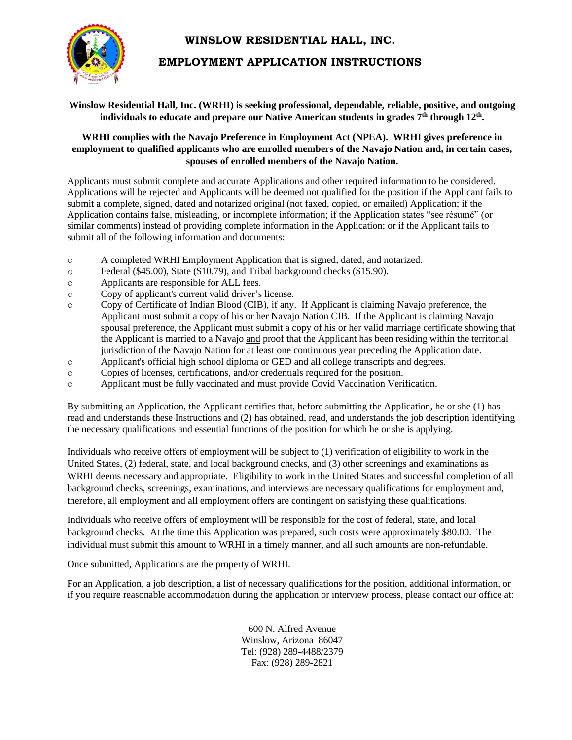# WINSLOW RESIDENTIAL HALL, INC.

## EMPLOYMENT APPLICATION INSTRUCTIONS

**Winslow Residential Hall, Inc. (WRHI) is seeking professional, dependable, reliable, positive, and outgoing individuals to educate and prepare our Native American students in grades 7th through 12th.**

**WRHI complies with the Navajo Preference in Employment Act (NPEA). WRHI gives preference in employment to qualified applicants who are enrolled members of the Navajo Nation and, in certain cases, spouses of enrolled members of the Navajo Nation.**

Applicants must submit complete and accurate Applications and other required information to be considered. Applications will be rejected and Applicants will be deemed not qualified for the position if the Applicant fails to submit a complete, signed, dated and notarized original (not faxed, copied, or emailed) Application; if the Application contains false, misleading, or incomplete information; if the Application states "see résumé" (or similar comments) instead of providing complete information in the Application; or if the Applicant fails to submit all of the following information and documents:

- A completed WRHI Employment Application that is signed, dated, and notarized.
- Federal ($45.00), State ($10.79), and Tribal background checks ($15.90).
- Applicants are responsible for ALL fees.
- Copy of applicant's current valid driver's license.
- Copy of Certificate of Indian Blood (CIB), if any. If Applicant is claiming Navajo preference, the Applicant must submit a copy of his or her Navajo Nation CIB. If the Applicant is claiming Navajo spousal preference, the Applicant must submit a copy of his or her valid marriage certificate showing that the Applicant is married to a Navajo <u>and</u> proof that the Applicant has been residing within the territorial jurisdiction of the Navajo Nation for at least one continuous year preceding the Application date.
- Applicant's official high school diploma or GED <u>and</u> all college transcripts and degrees.
- Copies of licenses, certifications, and/or credentials required for the position.
- Applicant must be fully vaccinated and must provide Covid Vaccination Verification.

By submitting an Application, the Applicant certifies that, before submitting the Application, he or she (1) has read and understands these Instructions and (2) has obtained, read, and understands the job description identifying the necessary qualifications and essential functions of the position for which he or she is applying.

Individuals who receive offers of employment will be subject to (1) verification of eligibility to work in the United States, (2) federal, state, and local background checks, and (3) other screenings and examinations as WRHI deems necessary and appropriate. Eligibility to work in the United States and successful completion of all background checks, screenings, examinations, and interviews are necessary qualifications for employment and, therefore, all employment and all employment offers are contingent on satisfying these qualifications.

Individuals who receive offers of employment will be responsible for the cost of federal, state, and local background checks. At the time this Application was prepared, such costs were approximately $80.00. The individual must submit this amount to WRHI in a timely manner, and all such amounts are non-refundable.

Once submitted, Applications are the property of WRHI.

For an Application, a job description, a list of necessary qualifications for the position, additional information, or if you require reasonable accommodation during the application or interview process, please contact our office at:

600 N. Alfred Avenue
Winslow, Arizona 86047
Tel: (928) 289-4488/2379
Fax: (928) 289-2821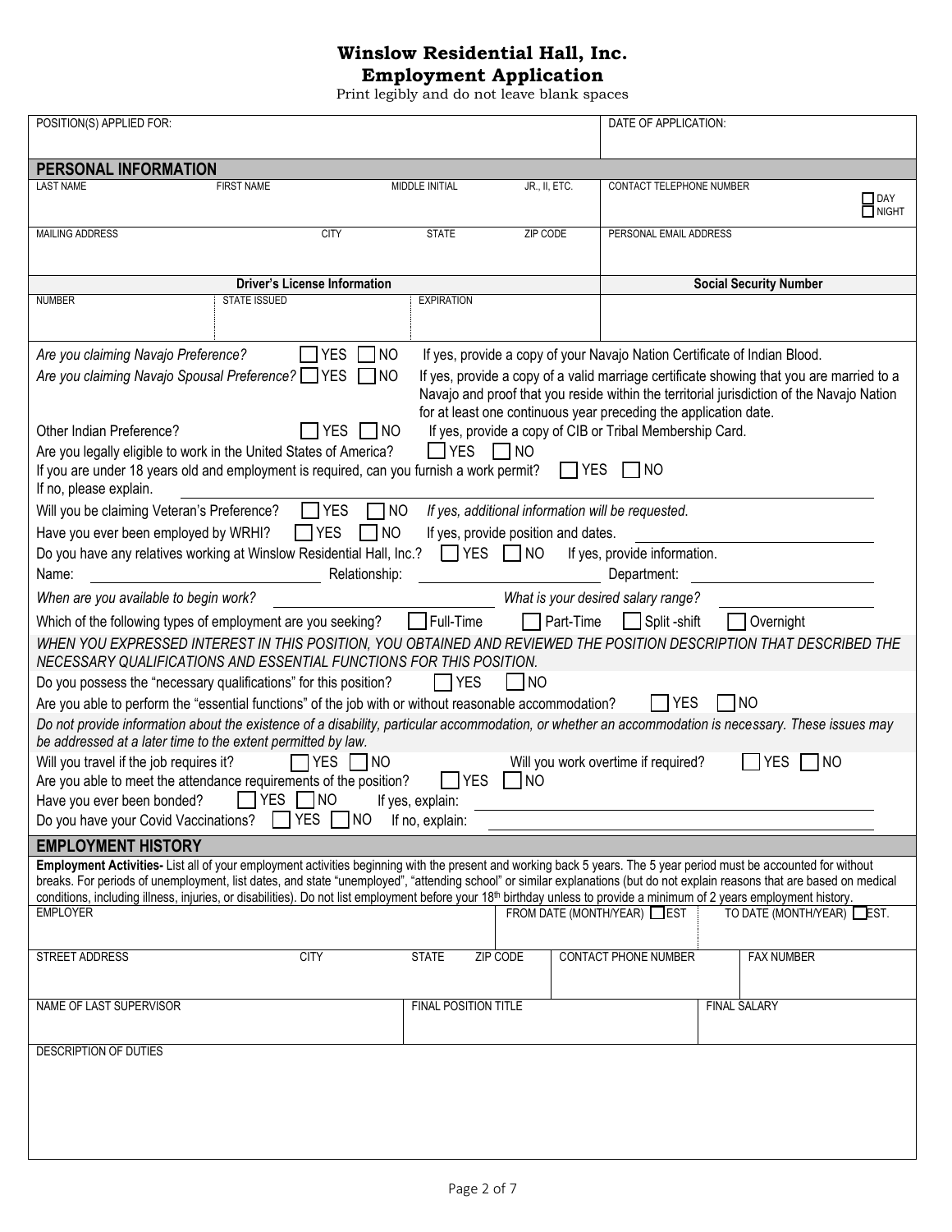# Winslow Residential Hall, Inc.
## Employment Application

Print legibly and do not leave blank spaces

| POSITION(S) APPLIED FOR: | DATE OF APPLICATION: |
|---|---|
| | |

## PERSONAL INFORMATION

| LAST NAME | FIRST NAME | MIDDLE INITIAL | JR., II, ETC. | CONTACT TELEPHONE NUMBER ☐ DAY ☐ NIGHT |
|---|---|---|---|---|
| | | | | |

| MAILING ADDRESS | CITY | STATE | ZIP CODE | PERSONAL EMAIL ADDRESS |
|---|---|---|---|---|
| | | | | |

| Driver's License Information | | | Social Security Number |
|---|---|---|---|
| NUMBER | STATE ISSUED | EXPIRATION | |
| | | | |

*Are you claiming Navajo Preference?* ☐ YES ☐ NO If yes, provide a copy of your Navajo Nation Certificate of Indian Blood.

*Are you claiming Navajo Spousal Preference?* ☐ YES ☐ NO If yes, provide a copy of a valid marriage certificate showing that you are married to a Navajo and proof that you reside within the territorial jurisdiction of the Navajo Nation for at least one continuous year preceding the application date.

Other Indian Preference? ☐ YES ☐ NO If yes, provide a copy of CIB or Tribal Membership Card.

Are you legally eligible to work in the United States of America? ☐ YES ☐ NO

If you are under 18 years old and employment is required, can you furnish a work permit? ☐ YES ☐ NO

If no, please explain. ____________________

Will you be claiming Veteran's Preference? ☐ YES ☐ NO *If yes, additional information will be requested.*

Have you ever been employed by WRHI? ☐ YES ☐ NO If yes, provide position and dates. ____________________

Do you have any relatives working at Winslow Residential Hall, Inc.? ☐ YES ☐ NO If yes, provide information.

Name: ____________________ Relationship: ____________________ Department: ____________________

*When are you available to begin work?* ____________________ *What is your desired salary range?* ____________________

Which of the following types of employment are you seeking? ☐ Full-Time ☐ Part-Time ☐ Split -shift ☐ Overnight

*WHEN YOU EXPRESSED INTEREST IN THIS POSITION, YOU OBTAINED AND REVIEWED THE POSITION DESCRIPTION THAT DESCRIBED THE NECESSARY QUALIFICATIONS AND ESSENTIAL FUNCTIONS FOR THIS POSITION.*

Do you possess the "necessary qualifications" for this position? ☐ YES ☐ NO

Are you able to perform the "essential functions" of the job with or without reasonable accommodation? ☐ YES ☐ NO

*Do not provide information about the existence of a disability, particular accommodation, or whether an accommodation is necessary. These issues may be addressed at a later time to the extent permitted by law.*

Will you travel if the job requires it? ☐ YES ☐ NO Will you work overtime if required? ☐ YES ☐ NO

Are you able to meet the attendance requirements of the position? ☐ YES ☐ NO

Have you ever been bonded? ☐ YES ☐ NO If yes, explain: ____________________

Do you have your Covid Vaccinations? ☐ YES ☐ NO If no, explain: ____________________

## EMPLOYMENT HISTORY

**Employment Activities-** List all of your employment activities beginning with the present and working back 5 years. The 5 year period must be accounted for without breaks. For periods of unemployment, list dates, and state "unemployed", "attending school" or similar explanations (but do not explain reasons that are based on medical conditions, including illness, injuries, or disabilities). Do not list employment before your 18th birthday unless to provide a minimum of 2 years employment history.

| EMPLOYER | FROM DATE (MONTH/YEAR) ☐ EST | TO DATE (MONTH/YEAR) ☐ EST. |
|---|---|---|
| | | |

| STREET ADDRESS | CITY | STATE | ZIP CODE | CONTACT PHONE NUMBER | FAX NUMBER |
|---|---|---|---|---|---|
| | | | | | |

| NAME OF LAST SUPERVISOR | FINAL POSITION TITLE | FINAL SALARY |
|---|---|---|
| | | |

| DESCRIPTION OF DUTIES |
|---|
| |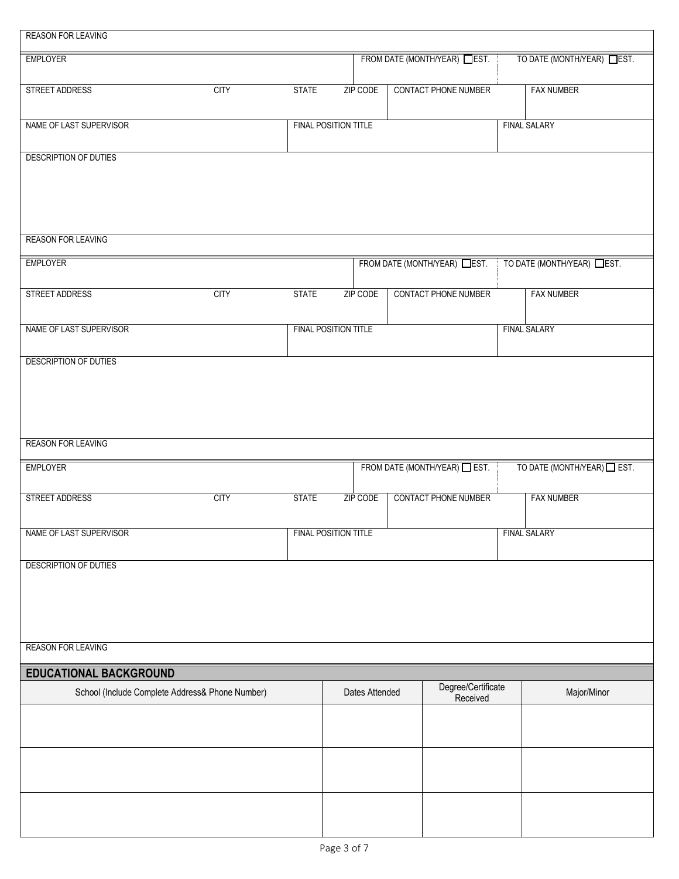REASON FOR LEAVING

| EMPLOYER | FROM DATE (MONTH/YEAR) ☐ EST. | TO DATE (MONTH/YEAR) ☐ EST. |
|---|---|---|
| | | |

| STREET ADDRESS | CITY | STATE | ZIP CODE | CONTACT PHONE NUMBER | FAX NUMBER |
|---|---|---|---|---|---|
| | | | | | |

| NAME OF LAST SUPERVISOR | FINAL POSITION TITLE | FINAL SALARY |
|---|---|---|
| | | |

DESCRIPTION OF DUTIES

REASON FOR LEAVING

| EMPLOYER | FROM DATE (MONTH/YEAR) ☐ EST. | TO DATE (MONTH/YEAR) ☐ EST. |
|---|---|---|
| | | |

| STREET ADDRESS | CITY | STATE | ZIP CODE | CONTACT PHONE NUMBER | FAX NUMBER |
|---|---|---|---|---|---|
| | | | | | |

| NAME OF LAST SUPERVISOR | FINAL POSITION TITLE | FINAL SALARY |
|---|---|---|
| | | |

DESCRIPTION OF DUTIES

REASON FOR LEAVING

| EMPLOYER | FROM DATE (MONTH/YEAR) ☐ EST. | TO DATE (MONTH/YEAR) ☐ EST. |
|---|---|---|
| | | |

| STREET ADDRESS | CITY | STATE | ZIP CODE | CONTACT PHONE NUMBER | FAX NUMBER |
|---|---|---|---|---|---|
| | | | | | |

| NAME OF LAST SUPERVISOR | FINAL POSITION TITLE | FINAL SALARY |
|---|---|---|
| | | |

DESCRIPTION OF DUTIES

REASON FOR LEAVING

## EDUCATIONAL BACKGROUND

| School (Include Complete Address& Phone Number) | Dates Attended | Degree/Certificate Received | Major/Minor |
|---|---|---|---|
| | | | |
| | | | |
| | | | |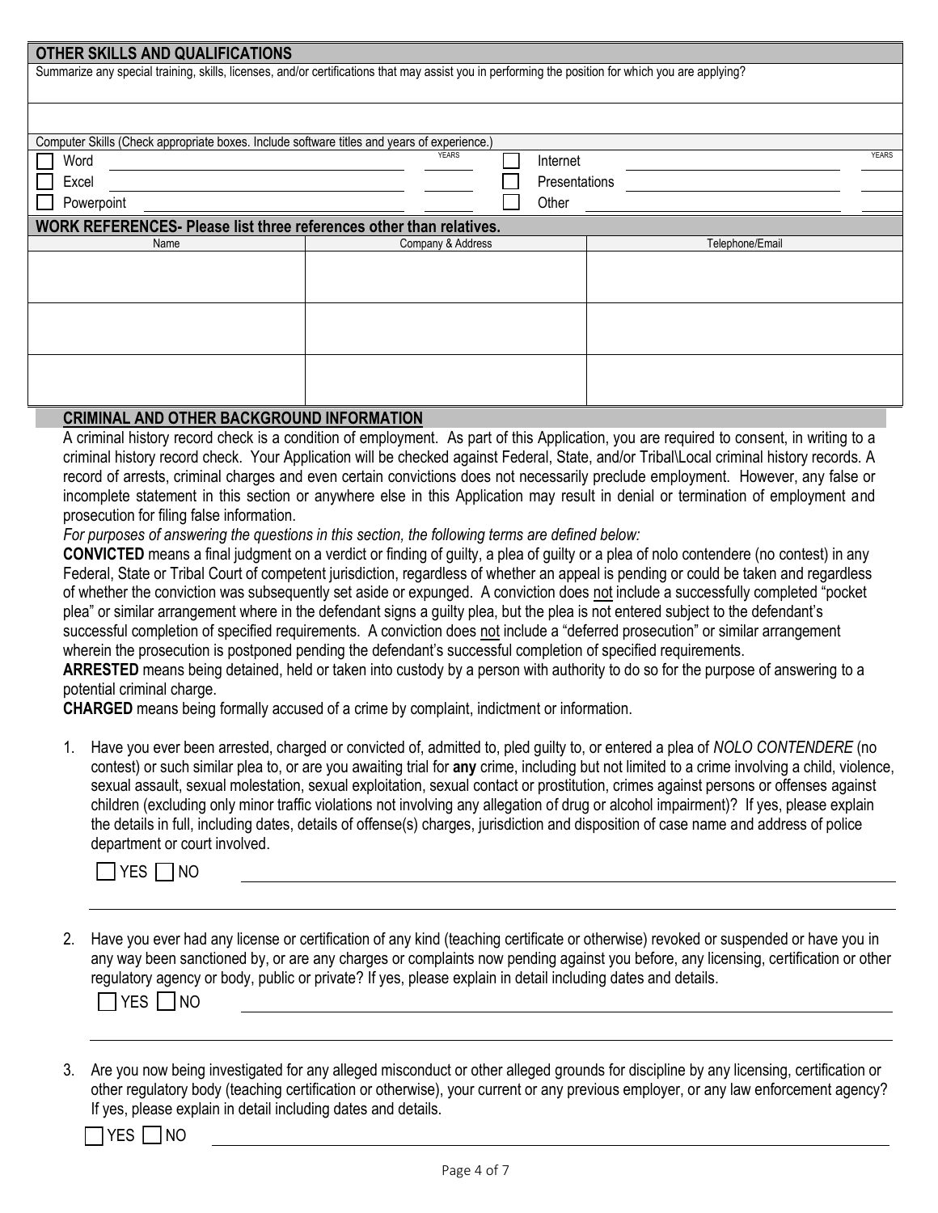## OTHER SKILLS AND QUALIFICATIONS

Summarize any special training, skills, licenses, and/or certifications that may assist you in performing the position for which you are applying?

Computer Skills (Check appropriate boxes. Include software titles and years of experience.)

| | | YEARS | | | YEARS |
|---|---|---|---|---|---|
| ☐ Word | | | ☐ Internet | | |
| ☐ Excel | | | ☐ Presentations | | |
| ☐ Powerpoint | | | ☐ Other | | |

## WORK REFERENCES- Please list three references other than relatives.

| Name | Company & Address | Telephone/Email |
|---|---|---|
| | | |
| | | |
| | | |

## CRIMINAL AND OTHER BACKGROUND INFORMATION

A criminal history record check is a condition of employment. As part of this Application, you are required to consent, in writing to a criminal history record check. Your Application will be checked against Federal, State, and/or Tribal\Local criminal history records. A record of arrests, criminal charges and even certain convictions does not necessarily preclude employment. However, any false or incomplete statement in this section or anywhere else in this Application may result in denial or termination of employment and prosecution for filing false information.

*For purposes of answering the questions in this section, the following terms are defined below:*

**CONVICTED** means a final judgment on a verdict or finding of guilty, a plea of guilty or a plea of nolo contendere (no contest) in any Federal, State or Tribal Court of competent jurisdiction, regardless of whether an appeal is pending or could be taken and regardless of whether the conviction was subsequently set aside or expunged. A conviction does not include a successfully completed "pocket plea" or similar arrangement where in the defendant signs a guilty plea, but the plea is not entered subject to the defendant's successful completion of specified requirements. A conviction does not include a "deferred prosecution" or similar arrangement wherein the prosecution is postponed pending the defendant's successful completion of specified requirements.

**ARRESTED** means being detained, held or taken into custody by a person with authority to do so for the purpose of answering to a potential criminal charge.

**CHARGED** means being formally accused of a crime by complaint, indictment or information.

1. Have you ever been arrested, charged or convicted of, admitted to, pled guilty to, or entered a plea of *NOLO CONTENDERE* (no contest) or such similar plea to, or are you awaiting trial for **any** crime, including but not limited to a crime involving a child, violence, sexual assault, sexual molestation, sexual exploitation, sexual contact or prostitution, crimes against persons or offenses against children (excluding only minor traffic violations not involving any allegation of drug or alcohol impairment)? If yes, please explain the details in full, including dates, details of offense(s) charges, jurisdiction and disposition of case name and address of police department or court involved.

   ☐ YES ☐ NO ______________________________

2. Have you ever had any license or certification of any kind (teaching certificate or otherwise) revoked or suspended or have you in any way been sanctioned by, or are any charges or complaints now pending against you before, any licensing, certification or other regulatory agency or body, public or private? If yes, please explain in detail including dates and details.

   ☐ YES ☐ NO ______________________________

3. Are you now being investigated for any alleged misconduct or other alleged grounds for discipline by any licensing, certification or other regulatory body (teaching certification or otherwise), your current or any previous employer, or any law enforcement agency? If yes, please explain in detail including dates and details.

   ☐ YES ☐ NO ______________________________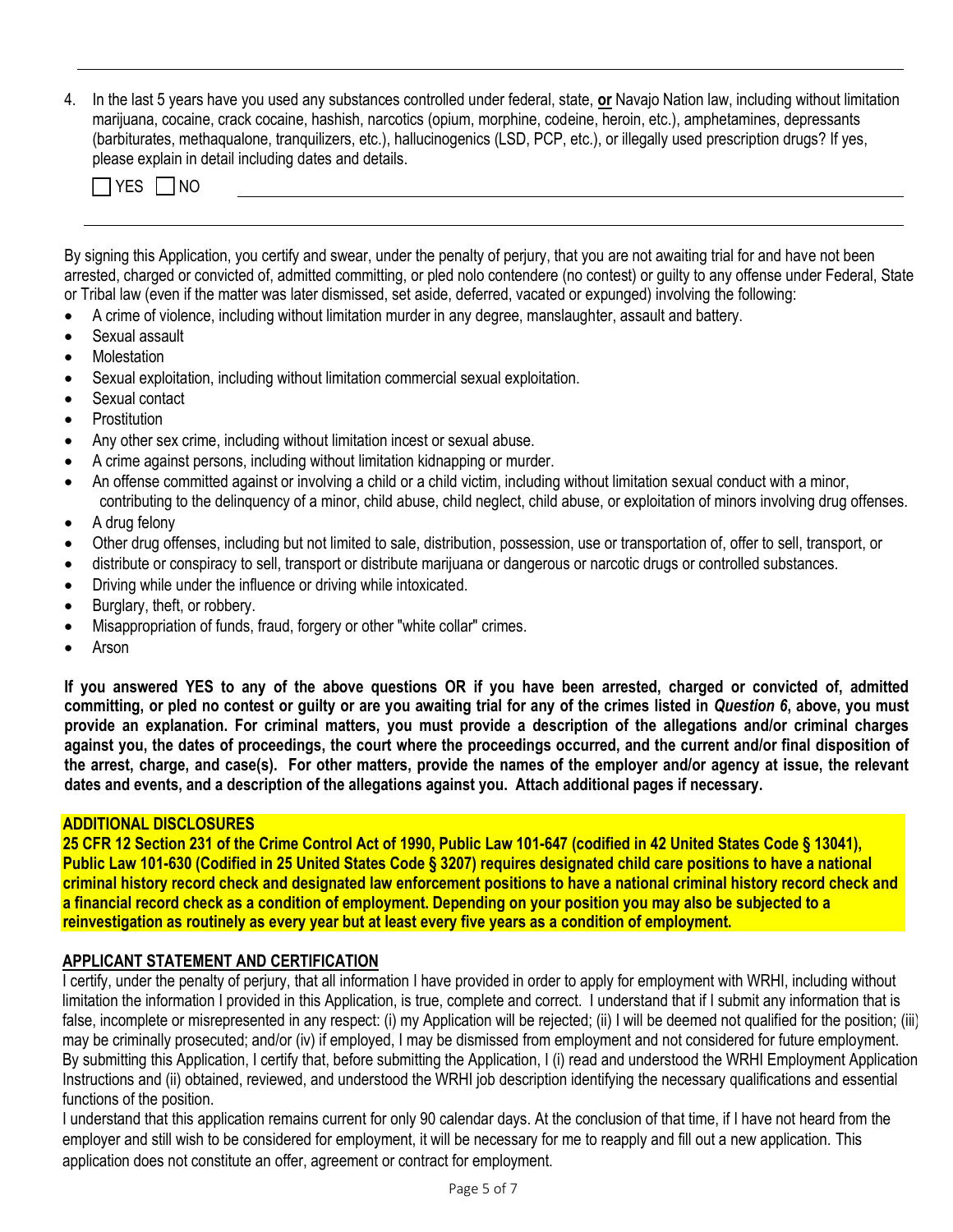4. In the last 5 years have you used any substances controlled under federal, state, **or** Navajo Nation law, including without limitation marijuana, cocaine, crack cocaine, hashish, narcotics (opium, morphine, codeine, heroin, etc.), amphetamines, depressants (barbiturates, methaqualone, tranquilizers, etc.), hallucinogenics (LSD, PCP, etc.), or illegally used prescription drugs? If yes, please explain in detail including dates and details.

   ☐ YES ☐ NO \_\_\_\_\_\_\_\_\_\_\_\_\_\_\_\_\_\_\_\_\_\_\_\_\_\_\_\_\_\_\_\_\_\_\_\_\_\_\_\_\_\_\_\_

By signing this Application, you certify and swear, under the penalty of perjury, that you are not awaiting trial for and have not been arrested, charged or convicted of, admitted committing, or pled nolo contendere (no contest) or guilty to any offense under Federal, State or Tribal law (even if the matter was later dismissed, set aside, deferred, vacated or expunged) involving the following:

- A crime of violence, including without limitation murder in any degree, manslaughter, assault and battery.
- Sexual assault
- Molestation
- Sexual exploitation, including without limitation commercial sexual exploitation.
- Sexual contact
- Prostitution
- Any other sex crime, including without limitation incest or sexual abuse.
- A crime against persons, including without limitation kidnapping or murder.
- An offense committed against or involving a child or a child victim, including without limitation sexual conduct with a minor, contributing to the delinquency of a minor, child abuse, child neglect, child abuse, or exploitation of minors involving drug offenses.
- A drug felony
- Other drug offenses, including but not limited to sale, distribution, possession, use or transportation of, offer to sell, transport, or
- distribute or conspiracy to sell, transport or distribute marijuana or dangerous or narcotic drugs or controlled substances.
- Driving while under the influence or driving while intoxicated.
- Burglary, theft, or robbery.
- Misappropriation of funds, fraud, forgery or other "white collar" crimes.
- Arson

**If you answered YES to any of the above questions OR if you have been arrested, charged or convicted of, admitted committing, or pled no contest or guilty or are you awaiting trial for any of the crimes listed in *Question 6*, above, you must provide an explanation. For criminal matters, you must provide a description of the allegations and/or criminal charges against you, the dates of proceedings, the court where the proceedings occurred, and the current and/or final disposition of the arrest, charge, and case(s). For other matters, provide the names of the employer and/or agency at issue, the relevant dates and events, and a description of the allegations against you. Attach additional pages if necessary.**

**ADDITIONAL DISCLOSURES**

**25 CFR 12 Section 231 of the Crime Control Act of 1990, Public Law 101-647 (codified in 42 United States Code § 13041), Public Law 101-630 (Codified in 25 United States Code § 3207) requires designated child care positions to have a national criminal history record check and designated law enforcement positions to have a national criminal history record check and a financial record check as a condition of employment. Depending on your position you may also be subjected to a reinvestigation as routinely as every year but at least every five years as a condition of employment.**

## APPLICANT STATEMENT AND CERTIFICATION

I certify, under the penalty of perjury, that all information I have provided in order to apply for employment with WRHI, including without limitation the information I provided in this Application, is true, complete and correct. I understand that if I submit any information that is false, incomplete or misrepresented in any respect: (i) my Application will be rejected; (ii) I will be deemed not qualified for the position; (iii) may be criminally prosecuted; and/or (iv) if employed, I may be dismissed from employment and not considered for future employment. By submitting this Application, I certify that, before submitting the Application, I (i) read and understood the WRHI Employment Application Instructions and (ii) obtained, reviewed, and understood the WRHI job description identifying the necessary qualifications and essential functions of the position.

I understand that this application remains current for only 90 calendar days. At the conclusion of that time, if I have not heard from the employer and still wish to be considered for employment, it will be necessary for me to reapply and fill out a new application. This application does not constitute an offer, agreement or contract for employment.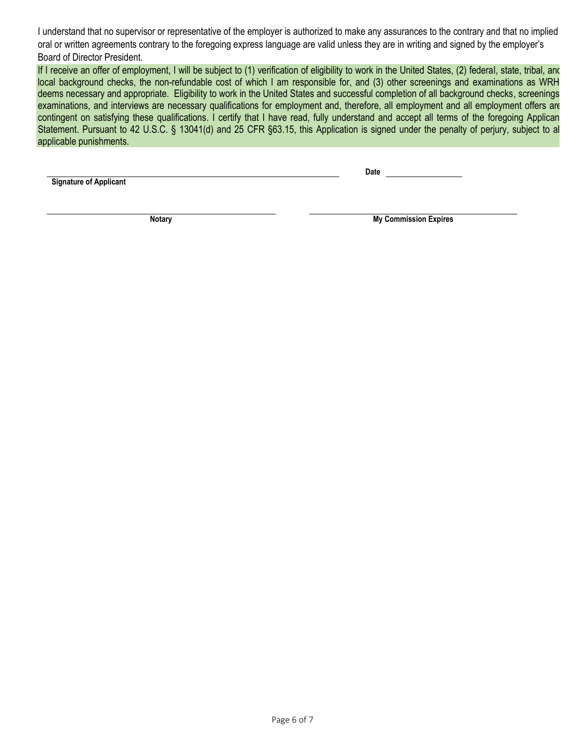I understand that no supervisor or representative of the employer is authorized to make any assurances to the contrary and that no implied oral or written agreements contrary to the foregoing express language are valid unless they are in writing and signed by the employer's Board of Director President.

If I receive an offer of employment, I will be subject to (1) verification of eligibility to work in the United States, (2) federal, state, tribal, and local background checks, the non-refundable cost of which I am responsible for, and (3) other screenings and examinations as WRH deems necessary and appropriate. Eligibility to work in the United States and successful completion of all background checks, screenings, examinations, and interviews are necessary qualifications for employment and, therefore, all employment and all employment offers are contingent on satisfying these qualifications. I certify that I have read, fully understand and accept all terms of the foregoing Applicant Statement. Pursuant to 42 U.S.C. § 13041(d) and 25 CFR §63.15, this Application is signed under the penalty of perjury, subject to all applicable punishments.

______________________________________________ **Date** ______________

**Signature of Applicant**

______________________________________ ______________________________________

**Notary** **My Commission Expires**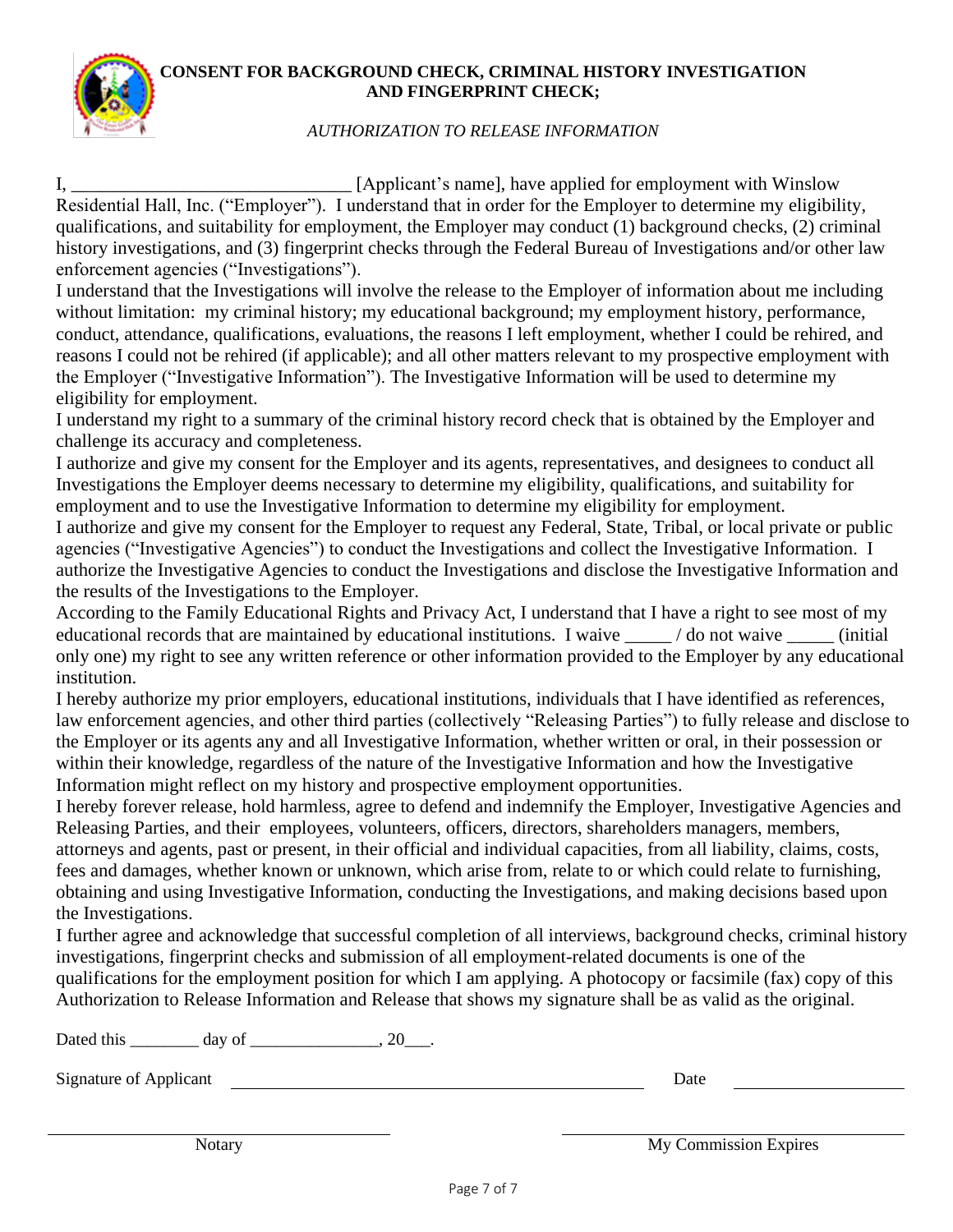**CONSENT FOR BACKGROUND CHECK, CRIMINAL HISTORY INVESTIGATION AND FINGERPRINT CHECK;**

*AUTHORIZATION TO RELEASE INFORMATION*

I, ______________________________ [Applicant's name], have applied for employment with Winslow Residential Hall, Inc. ("Employer"). I understand that in order for the Employer to determine my eligibility, qualifications, and suitability for employment, the Employer may conduct (1) background checks, (2) criminal history investigations, and (3) fingerprint checks through the Federal Bureau of Investigations and/or other law enforcement agencies ("Investigations").

I understand that the Investigations will involve the release to the Employer of information about me including without limitation: my criminal history; my educational background; my employment history, performance, conduct, attendance, qualifications, evaluations, the reasons I left employment, whether I could be rehired, and reasons I could not be rehired (if applicable); and all other matters relevant to my prospective employment with the Employer ("Investigative Information"). The Investigative Information will be used to determine my eligibility for employment.

I understand my right to a summary of the criminal history record check that is obtained by the Employer and challenge its accuracy and completeness.

I authorize and give my consent for the Employer and its agents, representatives, and designees to conduct all Investigations the Employer deems necessary to determine my eligibility, qualifications, and suitability for employment and to use the Investigative Information to determine my eligibility for employment.

I authorize and give my consent for the Employer to request any Federal, State, Tribal, or local private or public agencies ("Investigative Agencies") to conduct the Investigations and collect the Investigative Information. I authorize the Investigative Agencies to conduct the Investigations and disclose the Investigative Information and the results of the Investigations to the Employer.

According to the Family Educational Rights and Privacy Act, I understand that I have a right to see most of my educational records that are maintained by educational institutions. I waive _____ / do not waive _____ (initial only one) my right to see any written reference or other information provided to the Employer by any educational institution.

I hereby authorize my prior employers, educational institutions, individuals that I have identified as references, law enforcement agencies, and other third parties (collectively "Releasing Parties") to fully release and disclose to the Employer or its agents any and all Investigative Information, whether written or oral, in their possession or within their knowledge, regardless of the nature of the Investigative Information and how the Investigative Information might reflect on my history and prospective employment opportunities.

I hereby forever release, hold harmless, agree to defend and indemnify the Employer, Investigative Agencies and Releasing Parties, and their employees, volunteers, officers, directors, shareholders managers, members, attorneys and agents, past or present, in their official and individual capacities, from all liability, claims, costs, fees and damages, whether known or unknown, which arise from, relate to or which could relate to furnishing, obtaining and using Investigative Information, conducting the Investigations, and making decisions based upon the Investigations.

I further agree and acknowledge that successful completion of all interviews, background checks, criminal history investigations, fingerprint checks and submission of all employment-related documents is one of the qualifications for the employment position for which I am applying. A photocopy or facsimile (fax) copy of this Authorization to Release Information and Release that shows my signature shall be as valid as the original.

Dated this ________ day of _______________, 20___.

Signature of Applicant ______________________________ Date ____________

______________________________ ______________________________

Notary My Commission Expires